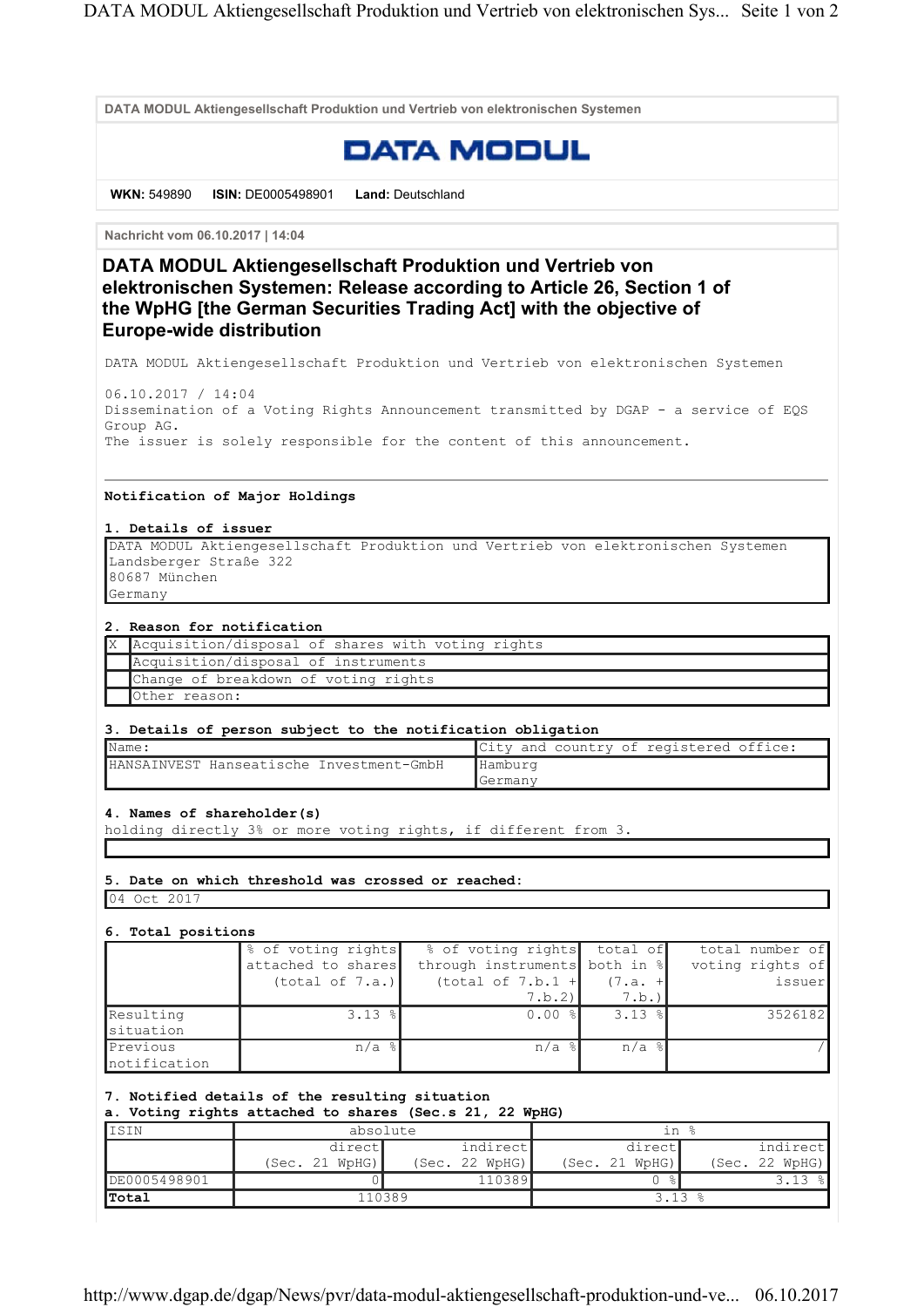DATA MODUL Aktiengesellschaft Produktion und Vertrieb von elektronischen Systemen

DATA MODUL

**WKN:** 549890 **ISIN:** DE0005498901 **Land:** Deutschland

Nachricht vom 06.10.2017 | 14:04

# DATA MODUL Aktiengesellschaft Produktion und Vertrieb von elektronischen Systemen: Release according to Article 26, Section 1 of the WpHG [the German Securities Trading Act] with the objective of Europe-wide distribution

DATA MODUL Aktiengesellschaft Produktion und Vertrieb von elektronischen Systemen

06.10.2017 / 14:04
Dissemination of a Voting Rights Announcement transmitted by DGAP - a service of EQS Group AG.
The issuer is solely responsible for the content of this announcement.

---

**Notification of Major Holdings**

**1. Details of issuer**

DATA MODUL Aktiengesellschaft Produktion und Vertrieb von elektronischen Systemen
Landsberger Straße 322
80687 München
Germany

**2. Reason for notification**

| | |
|---|---|
| X | Acquisition/disposal of shares with voting rights |
| | Acquisition/disposal of instruments |
| | Change of breakdown of voting rights |
| | Other reason: |

**3. Details of person subject to the notification obligation**

| Name: | City and country of registered office: |
|---|---|
| HANSAINVEST Hanseatische Investment-GmbH | Hamburg Germany |

**4. Names of shareholder(s)**
holding directly 3% or more voting rights, if different from 3.

**5. Date on which threshold was crossed or reached:**

04 Oct 2017

**6. Total positions**

| | % of voting rights attached to shares (total of 7.a.) | % of voting rights through instruments (total of 7.b.1 + 7.b.2) | total of both in % (7.a. + 7.b.) | total number of voting rights of issuer |
|---|---|---|---|---|
| Resulting situation | 3.13 % | 0.00 % | 3.13 % | 3526182 |
| Previous notification | n/a % | n/a % | n/a % | / |

**7. Notified details of the resulting situation**
**a. Voting rights attached to shares (Sec.s 21, 22 WpHG)**

| ISIN | absolute | | in % | |
|---|---|---|---|---|
| | direct (Sec. 21 WpHG) | indirect (Sec. 22 WpHG) | direct (Sec. 21 WpHG) | indirect (Sec. 22 WpHG) |
| DE0005498901 | 0 | 110389 | 0 % | 3.13 % |
| **Total** | 110389 | | 3.13 % | |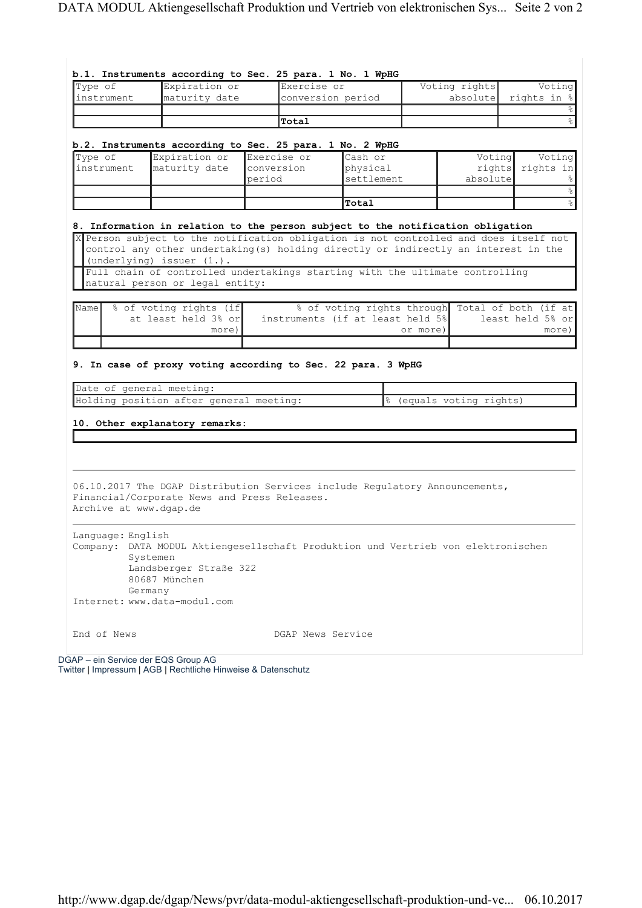**b.1. Instruments according to Sec. 25 para. 1 No. 1 WpHG**

| Type of instrument | Expiration or maturity date | Exercise or conversion period | Voting rights absolute | Voting rights in % |
|---|---|---|---|---|
| | | | | % |
| | | Total | | % |

**b.2. Instruments according to Sec. 25 para. 1 No. 2 WpHG**

| Type of instrument | Expiration or maturity date | Exercise or conversion period | Cash or physical settlement | Voting rights absolute | Voting rights in % |
|---|---|---|---|---|---|
| | | | | | % |
| | | | Total | | % |

**8. Information in relation to the person subject to the notification obligation**

| | |
|---|---|
| X | Person subject to the notification obligation is not controlled and does itself not control any other undertaking(s) holding directly or indirectly an interest in the (underlying) issuer (1.). |
| | Full chain of controlled undertakings starting with the ultimate controlling natural person or legal entity: |

| Name | % of voting rights (if at least held 3% or more) | % of voting rights through instruments (if at least held 5% or more) | Total of both (if at least held 5% or more) |
|---|---|---|---|
| | | | |

**9. In case of proxy voting according to Sec. 22 para. 3 WpHG**

| | |
|---|---|
| Date of general meeting: | |
| Holding position after general meeting: | % (equals voting rights) |

**10. Other explanatory remarks:**

---

06.10.2017 The DGAP Distribution Services include Regulatory Announcements, Financial/Corporate News and Press Releases.
Archive at www.dgap.de

---

Language: English
Company: DATA MODUL Aktiengesellschaft Produktion und Vertrieb von elektronischen Systemen
Landsberger Straße 322
80687 München
Germany
Internet: www.data-modul.com

End of News DGAP News Service

DGAP – ein Service der EQS Group AG
Twitter | Impressum | AGB | Rechtliche Hinweise & Datenschutz